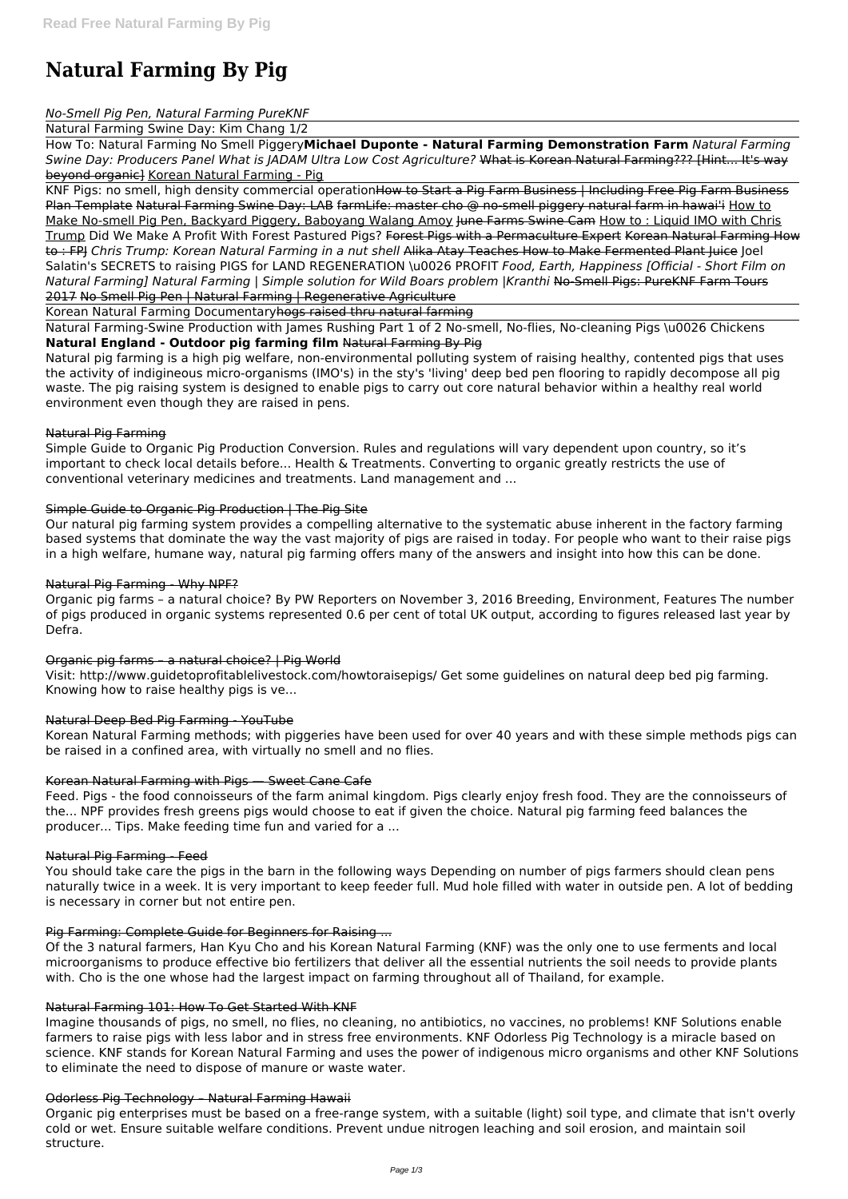# Natural Farming By Pig

*No-Smell Pig Pen, Natural Farming PureKNF*

Natural Farming Swine Day: Kim Chang 1/2

How To: Natural Farming No Smell Piggery **Michael Duponte - Natural Farming Demonstration Farm** *Natural Farming Swine Day: Producers Panel What is JADAM Ultra Low Cost Agriculture?* What is Korean Natural Farming??? [Hint... It's way beyond organic] Korean Natural Farming - Pig

KNF Pigs: no smell, high density commercial operation How to Start a Pig Farm Business | Including Free Pig Farm Business Plan Template Natural Farming Swine Day: LAB farmLife: master cho @ no-smell piggery natural farm in hawai'i How to Make No-smell Pig Pen, Backyard Piggery, Baboyang Walang Amoy June Farms Swine Cam How to : Liquid IMO with Chris Trump Did We Make A Profit With Forest Pastured Pigs? Forest Pigs with a Permaculture Expert Korean Natural Farming How to : FPJ *Chris Trump: Korean Natural Farming in a nut shell* Alika Atay Teaches How to Make Fermented Plant Juice Joel Salatin's SECRETS to raising PIGS for LAND REGENERATION \u0026 PROFIT *Food, Earth, Happiness [Official - Short Film on Natural Farming] Natural Farming | Simple solution for Wild Boars problem |Kranthi* No-Smell Pigs: PureKNF Farm Tours 2017 No Smell Pig Pen | Natural Farming | Regenerative Agriculture

Korean Natural Farming Documentary hogs raised thru natural farming

Natural Farming-Swine Production with James Rushing Part 1 of 2 No-smell, No-flies, No-cleaning Pigs \u0026 Chickens **Natural England - Outdoor pig farming film** Natural Farming By Pig

Natural pig farming is a high pig welfare, non-environmental polluting system of raising healthy, contented pigs that uses the activity of indigineous micro-organisms (IMO's) in the sty's 'living' deep bed pen flooring to rapidly decompose all pig waste. The pig raising system is designed to enable pigs to carry out core natural behavior within a healthy real world environment even though they are raised in pens.

Natural Pig Farming

Simple Guide to Organic Pig Production Conversion. Rules and regulations will vary dependent upon country, so it's important to check local details before... Health & Treatments. Converting to organic greatly restricts the use of conventional veterinary medicines and treatments. Land management and ...

Simple Guide to Organic Pig Production | The Pig Site

Our natural pig farming system provides a compelling alternative to the systematic abuse inherent in the factory farming based systems that dominate the way the vast majority of pigs are raised in today. For people who want to their raise pigs in a high welfare, humane way, natural pig farming offers many of the answers and insight into how this can be done.

Natural Pig Farming - Why NPF?

Organic pig farms – a natural choice? By PW Reporters on November 3, 2016 Breeding, Environment, Features The number of pigs produced in organic systems represented 0.6 per cent of total UK output, according to figures released last year by Defra.

Organic pig farms – a natural choice? | Pig World

Visit: http://www.guidetoprofitablelivestock.com/howtoraisepigs/ Get some guidelines on natural deep bed pig farming. Knowing how to raise healthy pigs is ve...

Natural Deep Bed Pig Farming - YouTube

Korean Natural Farming methods; with piggeries have been used for over 40 years and with these simple methods pigs can be raised in a confined area, with virtually no smell and no flies.

Korean Natural Farming with Pigs — Sweet Cane Cafe

Feed. Pigs - the food connoisseurs of the farm animal kingdom. Pigs clearly enjoy fresh food. They are the connoisseurs of the... NPF provides fresh greens pigs would choose to eat if given the choice. Natural pig farming feed balances the producer... Tips. Make feeding time fun and varied for a ...

Natural Pig Farming - Feed

You should take care the pigs in the barn in the following ways Depending on number of pigs farmers should clean pens naturally twice in a week. It is very important to keep feeder full. Mud hole filled with water in outside pen. A lot of bedding is necessary in corner but not entire pen.

Pig Farming: Complete Guide for Beginners for Raising ...

Of the 3 natural farmers, Han Kyu Cho and his Korean Natural Farming (KNF) was the only one to use ferments and local microorganisms to produce effective bio fertilizers that deliver all the essential nutrients the soil needs to provide plants with. Cho is the one whose had the largest impact on farming throughout all of Thailand, for example.

Natural Farming 101: How To Get Started With KNF

Imagine thousands of pigs, no smell, no flies, no cleaning, no antibiotics, no vaccines, no problems! KNF Solutions enable farmers to raise pigs with less labor and in stress free environments. KNF Odorless Pig Technology is a miracle based on science. KNF stands for Korean Natural Farming and uses the power of indigenous micro organisms and other KNF Solutions to eliminate the need to dispose of manure or waste water.

Odorless Pig Technology – Natural Farming Hawaii

Organic pig enterprises must be based on a free-range system, with a suitable (light) soil type, and climate that isn't overly cold or wet. Ensure suitable welfare conditions. Prevent undue nitrogen leaching and soil erosion, and maintain soil structure.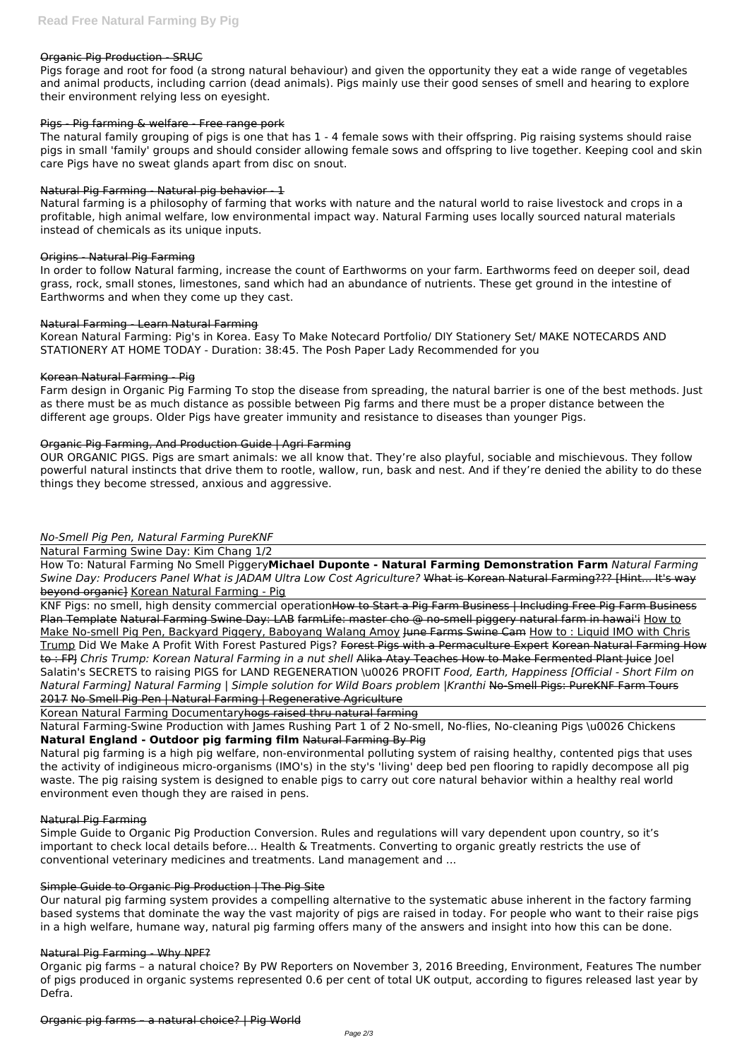## Organic Pig Production - SRUC

Pigs forage and root for food (a strong natural behaviour) and given the opportunity they eat a wide range of vegetables and animal products, including carrion (dead animals). Pigs mainly use their good senses of smell and hearing to explore their environment relying less on eyesight.

## Pigs - Pig farming & welfare - Free range pork

The natural family grouping of pigs is one that has 1 - 4 female sows with their offspring. Pig raising systems should raise pigs in small 'family' groups and should consider allowing female sows and offspring to live together. Keeping cool and skin care Pigs have no sweat glands apart from disc on snout.

## Natural Pig Farming - Natural pig behavior - 1

Natural farming is a philosophy of farming that works with nature and the natural world to raise livestock and crops in a profitable, high animal welfare, low environmental impact way. Natural Farming uses locally sourced natural materials instead of chemicals as its unique inputs.

## Origins - Natural Pig Farming

In order to follow Natural farming, increase the count of Earthworms on your farm. Earthworms feed on deeper soil, dead grass, rock, small stones, limestones, sand which had an abundance of nutrients. These get ground in the intestine of Earthworms and when they come up they cast.

## Natural Farming - Learn Natural Farming

Korean Natural Farming: Pig's in Korea. Easy To Make Notecard Portfolio/ DIY Stationery Set/ MAKE NOTECARDS AND STATIONERY AT HOME TODAY - Duration: 38:45. The Posh Paper Lady Recommended for you

## Korean Natural Farming - Pig

Farm design in Organic Pig Farming To stop the disease from spreading, the natural barrier is one of the best methods. Just as there must be as much distance as possible between Pig farms and there must be a proper distance between the different age groups. Older Pigs have greater immunity and resistance to diseases than younger Pigs.

## Organic Pig Farming, And Production Guide | Agri Farming

OUR ORGANIC PIGS. Pigs are smart animals: we all know that. They're also playful, sociable and mischievous. They follow powerful natural instincts that drive them to rootle, wallow, run, bask and nest. And if they're denied the ability to do these things they become stressed, anxious and aggressive.

*No-Smell Pig Pen, Natural Farming PureKNF*

Natural Farming Swine Day: Kim Chang 1/2

How To: Natural Farming No Smell Piggery **Michael Duponte - Natural Farming Demonstration Farm** *Natural Farming Swine Day: Producers Panel What is JADAM Ultra Low Cost Agriculture?* What is Korean Natural Farming??? [Hint... It's way beyond organic] Korean Natural Farming - Pig

KNF Pigs: no smell, high density commercial operation How to Start a Pig Farm Business | Including Free Pig Farm Business Plan Template Natural Farming Swine Day: LAB farmLife: master cho @ no-smell piggery natural farm in hawai'i How to Make No-smell Pig Pen, Backyard Piggery, Baboyang Walang Amoy June Farms Swine Cam How to : Liquid IMO with Chris Trump Did We Make A Profit With Forest Pastured Pigs? Forest Pigs with a Permaculture Expert Korean Natural Farming How to : FPJ *Chris Trump: Korean Natural Farming in a nut shell* Alika Atay Teaches How to Make Fermented Plant Juice Joel Salatin's SECRETS to raising PIGS for LAND REGENERATION \u0026 PROFIT *Food, Earth, Happiness [Official - Short Film on Natural Farming] Natural Farming | Simple solution for Wild Boars problem |Kranthi* No-Smell Pigs: PureKNF Farm Tours 2017 No Smell Pig Pen | Natural Farming | Regenerative Agriculture

Korean Natural Farming Documentary hogs raised thru natural farming

Natural Farming-Swine Production with James Rushing Part 1 of 2 No-smell, No-flies, No-cleaning Pigs \u0026 Chickens **Natural England - Outdoor pig farming film** Natural Farming By Pig

Natural pig farming is a high pig welfare, non-environmental polluting system of raising healthy, contented pigs that uses the activity of indigineous micro-organisms (IMO's) in the sty's 'living' deep bed pen flooring to rapidly decompose all pig waste. The pig raising system is designed to enable pigs to carry out core natural behavior within a healthy real world environment even though they are raised in pens.

## Natural Pig Farming

Simple Guide to Organic Pig Production Conversion. Rules and regulations will vary dependent upon country, so it's important to check local details before... Health & Treatments. Converting to organic greatly restricts the use of conventional veterinary medicines and treatments. Land management and ...

## Simple Guide to Organic Pig Production | The Pig Site

Our natural pig farming system provides a compelling alternative to the systematic abuse inherent in the factory farming based systems that dominate the way the vast majority of pigs are raised in today. For people who want to their raise pigs in a high welfare, humane way, natural pig farming offers many of the answers and insight into how this can be done.

## Natural Pig Farming - Why NPF?

Organic pig farms – a natural choice? By PW Reporters on November 3, 2016 Breeding, Environment, Features The number of pigs produced in organic systems represented 0.6 per cent of total UK output, according to figures released last year by Defra.

## Organic pig farms – a natural choice? | Pig World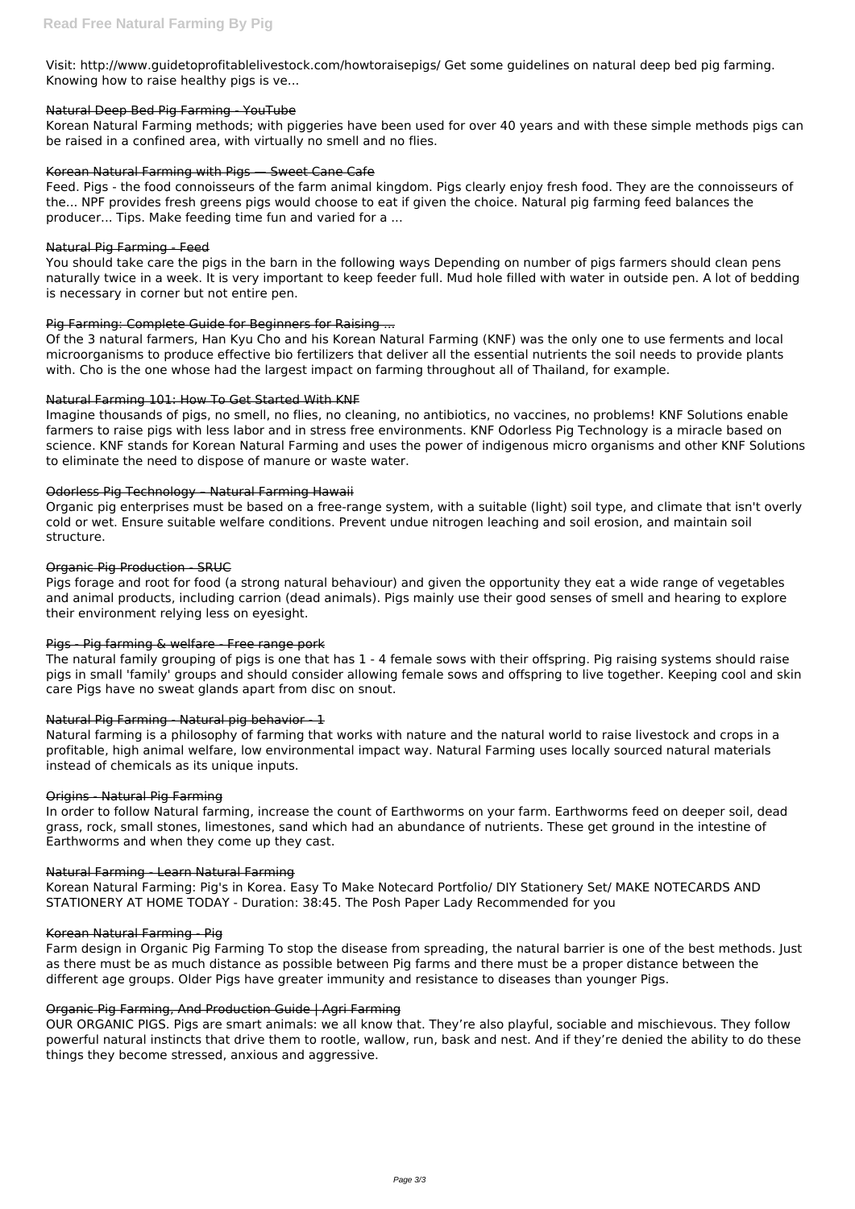Visit: http://www.guidetoprofitablelivestock.com/howtoraisepigs/ Get some guidelines on natural deep bed pig farming. Knowing how to raise healthy pigs is ve...

### Natural Deep Bed Pig Farming - YouTube

Korean Natural Farming methods; with piggeries have been used for over 40 years and with these simple methods pigs can be raised in a confined area, with virtually no smell and no flies.

### Korean Natural Farming with Pigs — Sweet Cane Cafe

Feed. Pigs - the food connoisseurs of the farm animal kingdom. Pigs clearly enjoy fresh food. They are the connoisseurs of the... NPF provides fresh greens pigs would choose to eat if given the choice. Natural pig farming feed balances the producer... Tips. Make feeding time fun and varied for a ...

### Natural Pig Farming - Feed

You should take care the pigs in the barn in the following ways Depending on number of pigs farmers should clean pens naturally twice in a week. It is very important to keep feeder full. Mud hole filled with water in outside pen. A lot of bedding is necessary in corner but not entire pen.

### Pig Farming: Complete Guide for Beginners for Raising ...

Of the 3 natural farmers, Han Kyu Cho and his Korean Natural Farming (KNF) was the only one to use ferments and local microorganisms to produce effective bio fertilizers that deliver all the essential nutrients the soil needs to provide plants with. Cho is the one whose had the largest impact on farming throughout all of Thailand, for example.

### Natural Farming 101: How To Get Started With KNF

Imagine thousands of pigs, no smell, no flies, no cleaning, no antibiotics, no vaccines, no problems! KNF Solutions enable farmers to raise pigs with less labor and in stress free environments. KNF Odorless Pig Technology is a miracle based on science. KNF stands for Korean Natural Farming and uses the power of indigenous micro organisms and other KNF Solutions to eliminate the need to dispose of manure or waste water.

### Odorless Pig Technology – Natural Farming Hawaii

Organic pig enterprises must be based on a free-range system, with a suitable (light) soil type, and climate that isn't overly cold or wet. Ensure suitable welfare conditions. Prevent undue nitrogen leaching and soil erosion, and maintain soil structure.

### Organic Pig Production - SRUC

Pigs forage and root for food (a strong natural behaviour) and given the opportunity they eat a wide range of vegetables and animal products, including carrion (dead animals). Pigs mainly use their good senses of smell and hearing to explore their environment relying less on eyesight.

### Pigs - Pig farming & welfare - Free range pork

The natural family grouping of pigs is one that has 1 - 4 female sows with their offspring. Pig raising systems should raise pigs in small 'family' groups and should consider allowing female sows and offspring to live together. Keeping cool and skin care Pigs have no sweat glands apart from disc on snout.

### Natural Pig Farming - Natural pig behavior - 1

Natural farming is a philosophy of farming that works with nature and the natural world to raise livestock and crops in a profitable, high animal welfare, low environmental impact way. Natural Farming uses locally sourced natural materials instead of chemicals as its unique inputs.

### Origins - Natural Pig Farming

In order to follow Natural farming, increase the count of Earthworms on your farm. Earthworms feed on deeper soil, dead grass, rock, small stones, limestones, sand which had an abundance of nutrients. These get ground in the intestine of Earthworms and when they come up they cast.

### Natural Farming - Learn Natural Farming

Korean Natural Farming: Pig's in Korea. Easy To Make Notecard Portfolio/ DIY Stationery Set/ MAKE NOTECARDS AND STATIONERY AT HOME TODAY - Duration: 38:45. The Posh Paper Lady Recommended for you

### Korean Natural Farming - Pig

Farm design in Organic Pig Farming To stop the disease from spreading, the natural barrier is one of the best methods. Just as there must be as much distance as possible between Pig farms and there must be a proper distance between the different age groups. Older Pigs have greater immunity and resistance to diseases than younger Pigs.

### Organic Pig Farming, And Production Guide | Agri Farming

OUR ORGANIC PIGS. Pigs are smart animals: we all know that. They're also playful, sociable and mischievous. They follow powerful natural instincts that drive them to rootle, wallow, run, bask and nest. And if they're denied the ability to do these things they become stressed, anxious and aggressive.